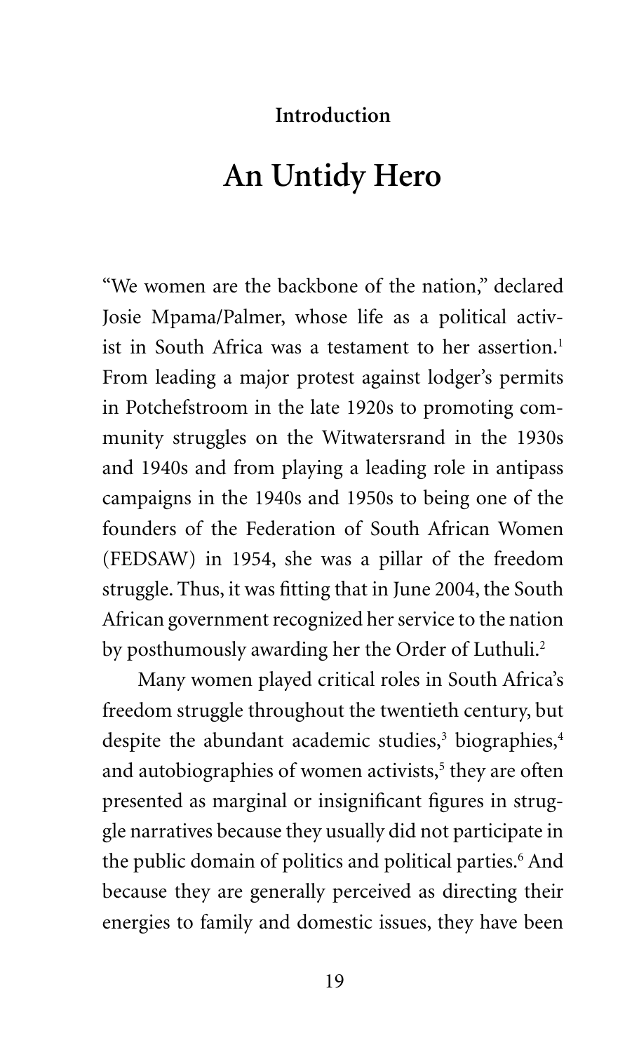## Introduction

# An Untidy Hero

"We women are the backbone of the nation," declared Josie Mpama/Palmer, whose life as a political activist in South Africa was a testament to her assertion.[1] From leading a major protest against lodger's permits in Potchefstroom in the late 1920s to promoting community struggles on the Witwatersrand in the 1930s and 1940s and from playing a leading role in antipass campaigns in the 1940s and 1950s to being one of the founders of the Federation of South African Women (FEDSAW) in 1954, she was a pillar of the freedom struggle. Thus, it was fitting that in June 2004, the South African government recognized her service to the nation by posthumously awarding her the Order of Luthuli.[2]

Many women played critical roles in South Africa's freedom struggle throughout the twentieth century, but despite the abundant academic studies,[3] biographies,[4] and autobiographies of women activists,[5] they are often presented as marginal or insignificant figures in struggle narratives because they usually did not participate in the public domain of politics and political parties.[6] And because they are generally perceived as directing their energies to family and domestic issues, they have been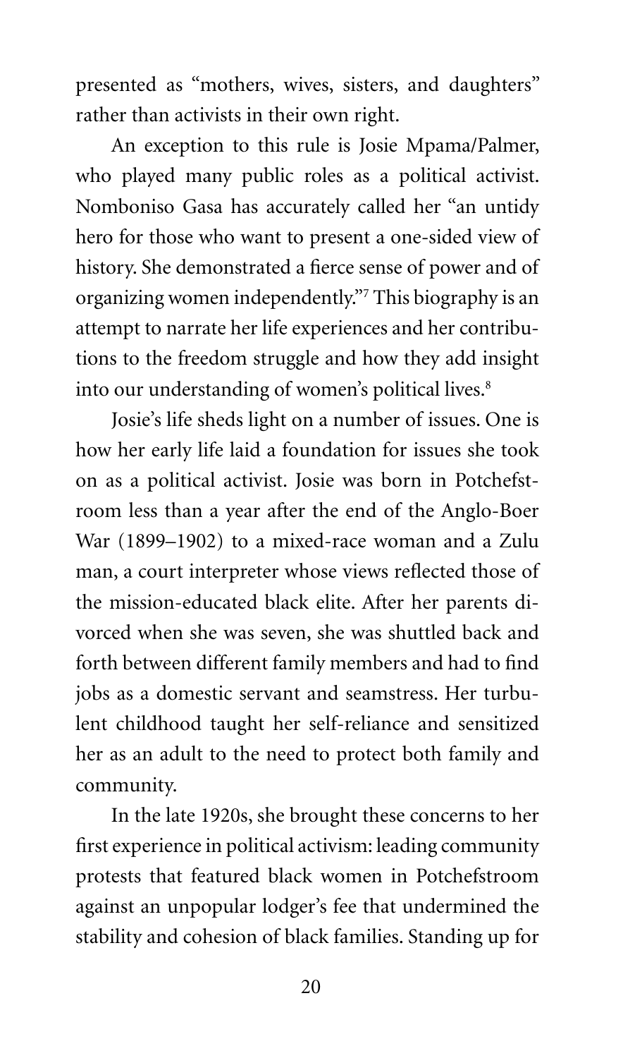presented as "mothers, wives, sisters, and daughters" rather than activists in their own right.

An exception to this rule is Josie Mpama/Palmer, who played many public roles as a political activist. Nomboniso Gasa has accurately called her "an untidy hero for those who want to present a one-sided view of history. She demonstrated a fierce sense of power and of organizing women independently."[7] This biography is an attempt to narrate her life experiences and her contributions to the freedom struggle and how they add insight into our understanding of women's political lives.[8]

Josie's life sheds light on a number of issues. One is how her early life laid a foundation for issues she took on as a political activist. Josie was born in Potchefstroom less than a year after the end of the Anglo-Boer War (1899–1902) to a mixed-race woman and a Zulu man, a court interpreter whose views reflected those of the mission-educated black elite. After her parents divorced when she was seven, she was shuttled back and forth between different family members and had to find jobs as a domestic servant and seamstress. Her turbulent childhood taught her self-reliance and sensitized her as an adult to the need to protect both family and community.

In the late 1920s, she brought these concerns to her first experience in political activism: leading community protests that featured black women in Potchefstroom against an unpopular lodger's fee that undermined the stability and cohesion of black families. Standing up for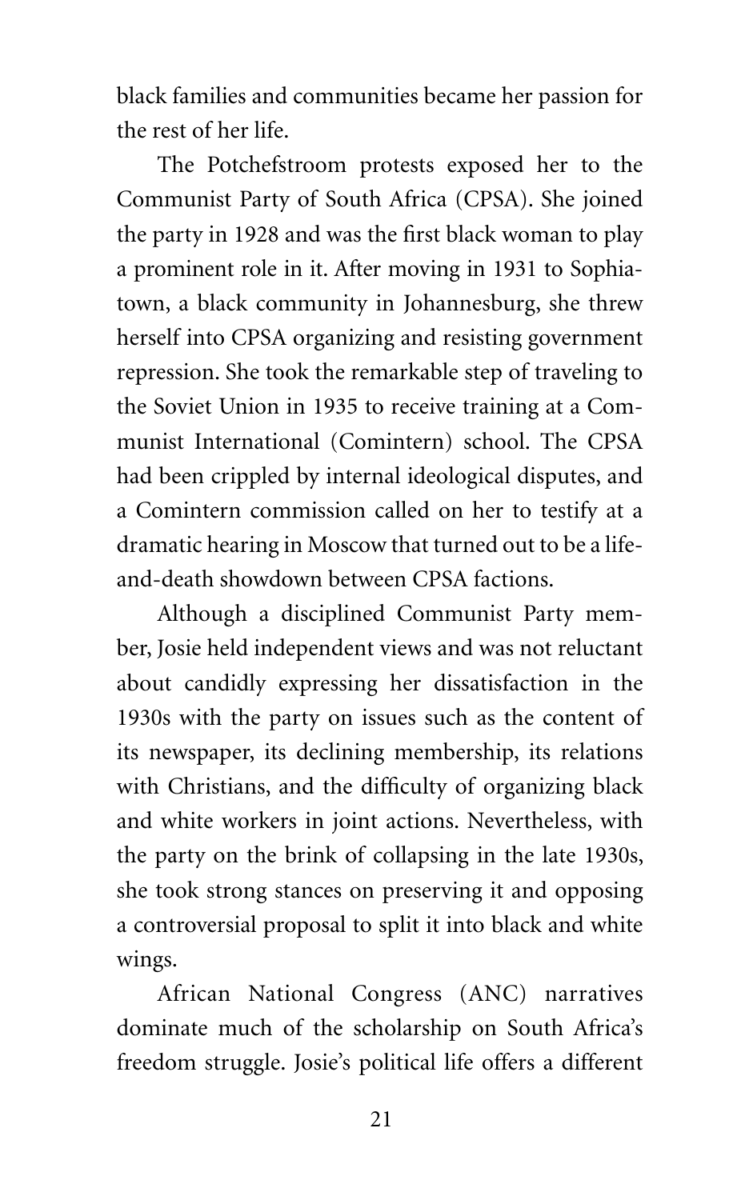black families and communities became her passion for the rest of her life.

The Potchefstroom protests exposed her to the Communist Party of South Africa (CPSA). She joined the party in 1928 and was the first black woman to play a prominent role in it. After moving in 1931 to Sophiatown, a black community in Johannesburg, she threw herself into CPSA organizing and resisting government repression. She took the remarkable step of traveling to the Soviet Union in 1935 to receive training at a Communist International (Comintern) school. The CPSA had been crippled by internal ideological disputes, and a Comintern commission called on her to testify at a dramatic hearing in Moscow that turned out to be a life-and-death showdown between CPSA factions.

Although a disciplined Communist Party member, Josie held independent views and was not reluctant about candidly expressing her dissatisfaction in the 1930s with the party on issues such as the content of its newspaper, its declining membership, its relations with Christians, and the difficulty of organizing black and white workers in joint actions. Nevertheless, with the party on the brink of collapsing in the late 1930s, she took strong stances on preserving it and opposing a controversial proposal to split it into black and white wings.

African National Congress (ANC) narratives dominate much of the scholarship on South Africa's freedom struggle. Josie's political life offers a different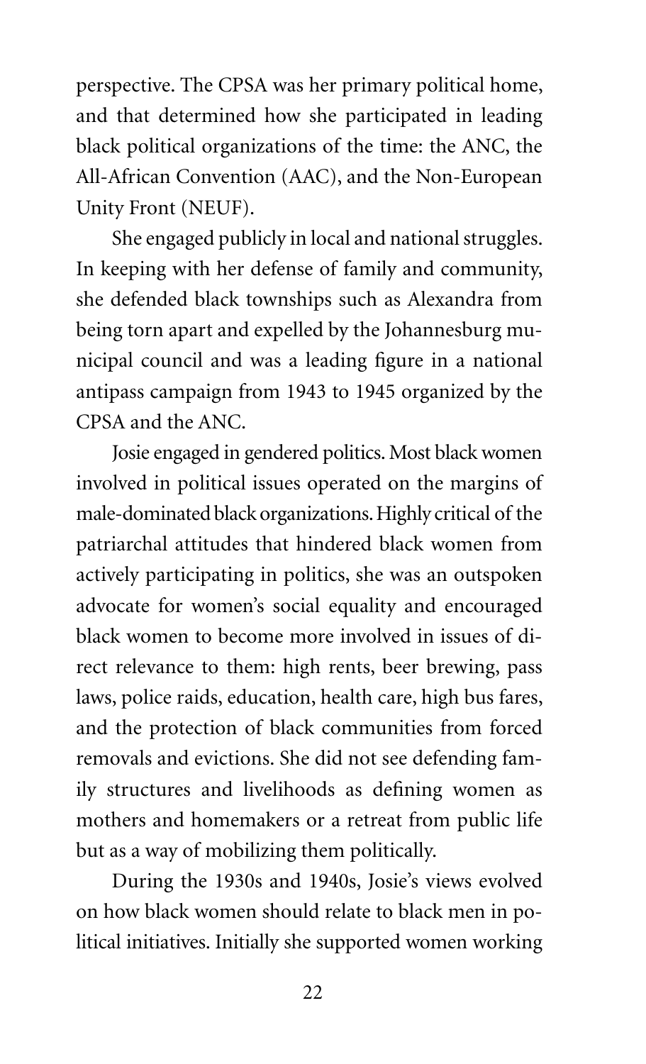perspective. The CPSA was her primary political home, and that determined how she participated in leading black political organizations of the time: the ANC, the All-African Convention (AAC), and the Non-European Unity Front (NEUF).

She engaged publicly in local and national struggles. In keeping with her defense of family and community, she defended black townships such as Alexandra from being torn apart and expelled by the Johannesburg municipal council and was a leading figure in a national antipass campaign from 1943 to 1945 organized by the CPSA and the ANC.

Josie engaged in gendered politics. Most black women involved in political issues operated on the margins of male-dominated black organizations. Highly critical of the patriarchal attitudes that hindered black women from actively participating in politics, she was an outspoken advocate for women's social equality and encouraged black women to become more involved in issues of direct relevance to them: high rents, beer brewing, pass laws, police raids, education, health care, high bus fares, and the protection of black communities from forced removals and evictions. She did not see defending family structures and livelihoods as defining women as mothers and homemakers or a retreat from public life but as a way of mobilizing them politically.

During the 1930s and 1940s, Josie's views evolved on how black women should relate to black men in political initiatives. Initially she supported women working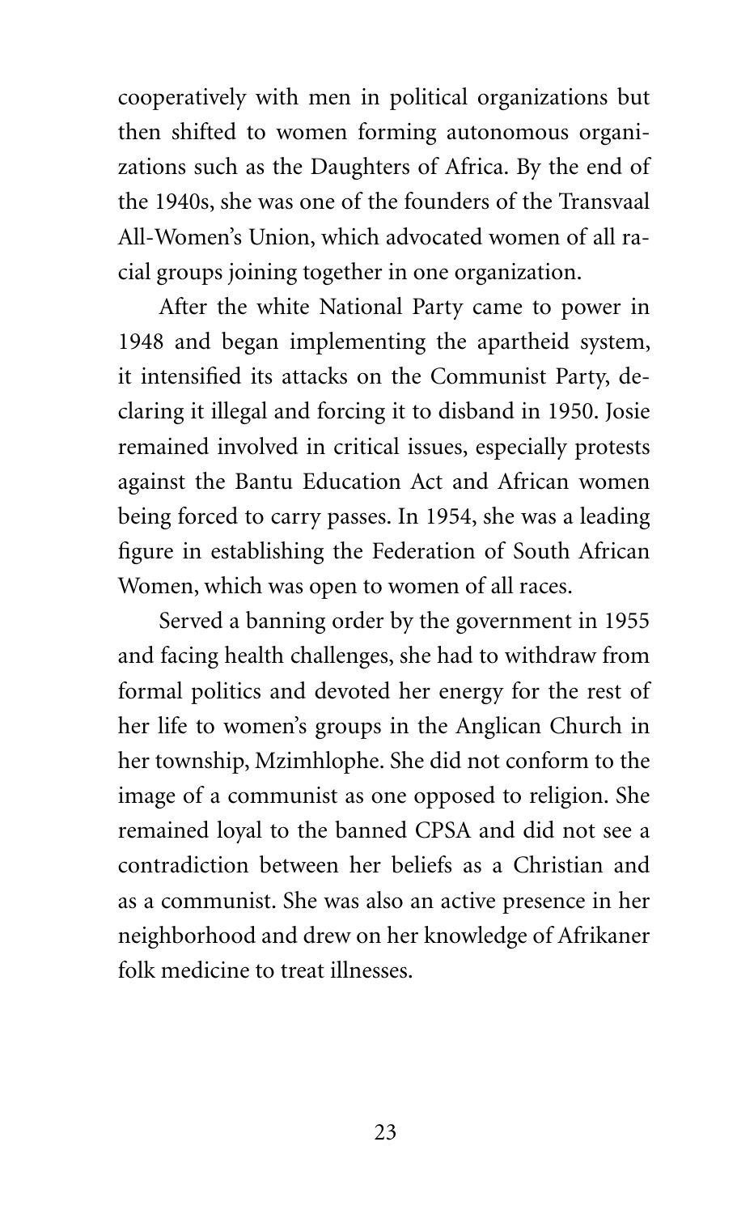cooperatively with men in political organizations but then shifted to women forming autonomous organizations such as the Daughters of Africa. By the end of the 1940s, she was one of the founders of the Transvaal All-Women's Union, which advocated women of all racial groups joining together in one organization.

After the white National Party came to power in 1948 and began implementing the apartheid system, it intensified its attacks on the Communist Party, declaring it illegal and forcing it to disband in 1950. Josie remained involved in critical issues, especially protests against the Bantu Education Act and African women being forced to carry passes. In 1954, she was a leading figure in establishing the Federation of South African Women, which was open to women of all races.

Served a banning order by the government in 1955 and facing health challenges, she had to withdraw from formal politics and devoted her energy for the rest of her life to women's groups in the Anglican Church in her township, Mzimhlophe. She did not conform to the image of a communist as one opposed to religion. She remained loyal to the banned CPSA and did not see a contradiction between her beliefs as a Christian and as a communist. She was also an active presence in her neighborhood and drew on her knowledge of Afrikaner folk medicine to treat illnesses.